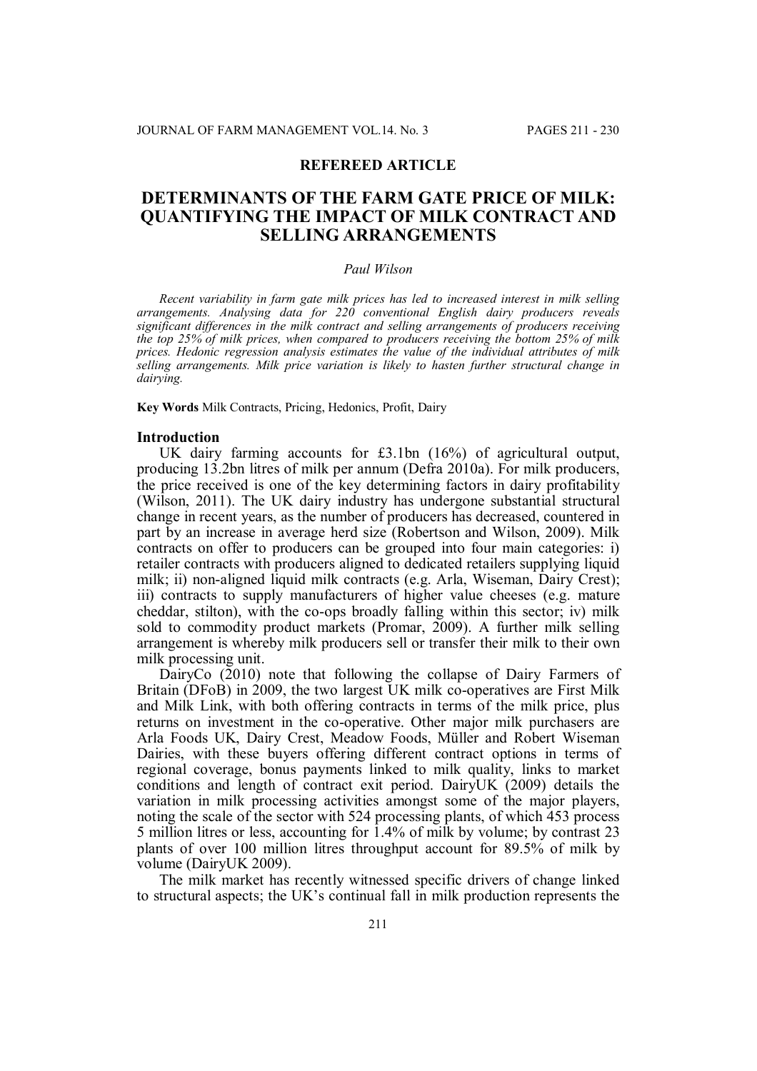**REFEREED ARTICLE**

# DETERMINANTS OF THE FARM GATE PRICE OF MILK: QUANTIFYING THE IMPACT OF MILK CONTRACT AND SELLING ARRANGEMENTS

*Paul Wilson*

*Recent variability in farm gate milk prices has led to increased interest in milk selling arrangements. Analysing data for 220 conventional English dairy producers reveals significant differences in the milk contract and selling arrangements of producers receiving the top 25% of milk prices, when compared to producers receiving the bottom 25% of milk prices. Hedonic regression analysis estimates the value of the individual attributes of milk selling arrangements. Milk price variation is likely to hasten further structural change in dairying.*

**Key Words** Milk Contracts, Pricing, Hedonics, Profit, Dairy

## Introduction

UK dairy farming accounts for £3.1bn (16%) of agricultural output, producing 13.2bn litres of milk per annum (Defra 2010a). For milk producers, the price received is one of the key determining factors in dairy profitability (Wilson, 2011). The UK dairy industry has undergone substantial structural change in recent years, as the number of producers has decreased, countered in part by an increase in average herd size (Robertson and Wilson, 2009). Milk contracts on offer to producers can be grouped into four main categories: i) retailer contracts with producers aligned to dedicated retailers supplying liquid milk; ii) non-aligned liquid milk contracts (e.g. Arla, Wiseman, Dairy Crest); iii) contracts to supply manufacturers of higher value cheeses (e.g. mature cheddar, stilton), with the co-ops broadly falling within this sector; iv) milk sold to commodity product markets (Promar, 2009). A further milk selling arrangement is whereby milk producers sell or transfer their milk to their own milk processing unit.

DairyCo (2010) note that following the collapse of Dairy Farmers of Britain (DFoB) in 2009, the two largest UK milk co-operatives are First Milk and Milk Link, with both offering contracts in terms of the milk price, plus returns on investment in the co-operative. Other major milk purchasers are Arla Foods UK, Dairy Crest, Meadow Foods, Müller and Robert Wiseman Dairies, with these buyers offering different contract options in terms of regional coverage, bonus payments linked to milk quality, links to market conditions and length of contract exit period. DairyUK (2009) details the variation in milk processing activities amongst some of the major players, noting the scale of the sector with 524 processing plants, of which 453 process 5 million litres or less, accounting for 1.4% of milk by volume; by contrast 23 plants of over 100 million litres throughput account for 89.5% of milk by volume (DairyUK 2009).

The milk market has recently witnessed specific drivers of change linked to structural aspects; the UK's continual fall in milk production represents the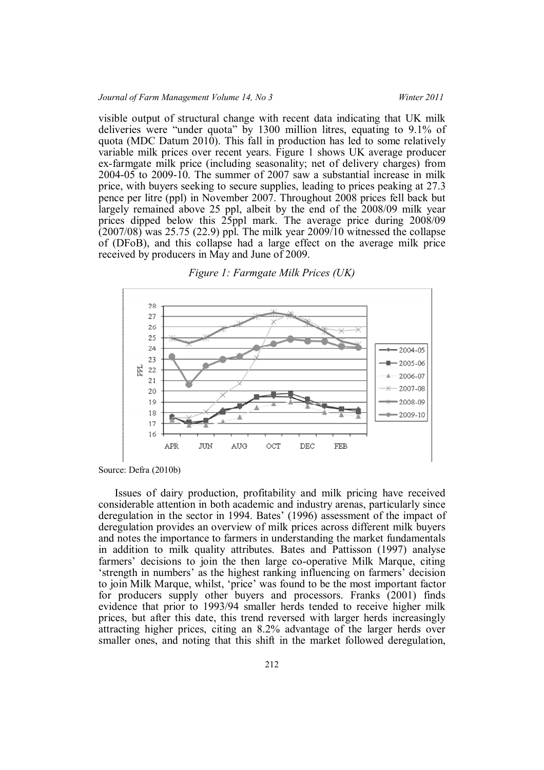visible output of structural change with recent data indicating that UK milk deliveries were "under quota" by 1300 million litres, equating to 9.1% of quota (MDC Datum 2010). This fall in production has led to some relatively variable milk prices over recent years. Figure 1 shows UK average producer ex-farmgate milk price (including seasonality; net of delivery charges) from 2004-05 to 2009-10. The summer of 2007 saw a substantial increase in milk price, with buyers seeking to secure supplies, leading to prices peaking at 27.3 pence per litre (ppl) in November 2007. Throughout 2008 prices fell back but largely remained above 25 ppl, albeit by the end of the 2008/09 milk year prices dipped below this 25ppl mark. The average price during 2008/09 (2007/08) was 25.75 (22.9) ppl. The milk year 2009/10 witnessed the collapse of (DFoB), and this collapse had a large effect on the average milk price received by producers in May and June of 2009.

*Figure 1: Farmgate Milk Prices (UK)*

Source: Defra (2010b)

Issues of dairy production, profitability and milk pricing have received considerable attention in both academic and industry arenas, particularly since deregulation in the sector in 1994. Bates' (1996) assessment of the impact of deregulation provides an overview of milk prices across different milk buyers and notes the importance to farmers in understanding the market fundamentals in addition to milk quality attributes. Bates and Pattisson (1997) analyse farmers' decisions to join the then large co-operative Milk Marque, citing 'strength in numbers' as the highest ranking influencing on farmers' decision to join Milk Marque, whilst, 'price' was found to be the most important factor for producers supply other buyers and processors. Franks (2001) finds evidence that prior to 1993/94 smaller herds tended to receive higher milk prices, but after this date, this trend reversed with larger herds increasingly attracting higher prices, citing an 8.2% advantage of the larger herds over smaller ones, and noting that this shift in the market followed deregulation,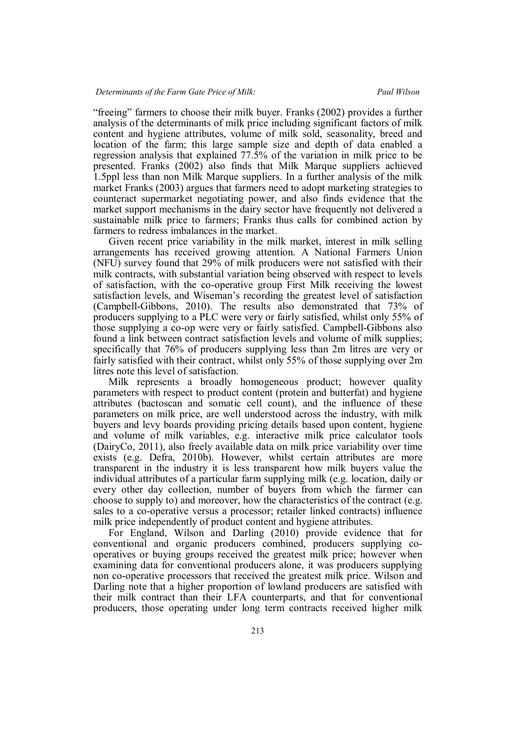"freeing" farmers to choose their milk buyer. Franks (2002) provides a further analysis of the determinants of milk price including significant factors of milk content and hygiene attributes, volume of milk sold, seasonality, breed and location of the farm; this large sample size and depth of data enabled a regression analysis that explained 77.5% of the variation in milk price to be presented. Franks (2002) also finds that Milk Marque suppliers achieved 1.5ppl less than non Milk Marque suppliers. In a further analysis of the milk market Franks (2003) argues that farmers need to adopt marketing strategies to counteract supermarket negotiating power, and also finds evidence that the market support mechanisms in the dairy sector have frequently not delivered a sustainable milk price to farmers; Franks thus calls for combined action by farmers to redress imbalances in the market.

Given recent price variability in the milk market, interest in milk selling arrangements has received growing attention. A National Farmers Union (NFU) survey found that 29% of milk producers were not satisfied with their milk contracts, with substantial variation being observed with respect to levels of satisfaction, with the co-operative group First Milk receiving the lowest satisfaction levels, and Wiseman's recording the greatest level of satisfaction (Campbell-Gibbons, 2010). The results also demonstrated that 73% of producers supplying to a PLC were very or fairly satisfied, whilst only 55% of those supplying a co-op were very or fairly satisfied. Campbell-Gibbons also found a link between contract satisfaction levels and volume of milk supplies; specifically that 76% of producers supplying less than 2m litres are very or fairly satisfied with their contract, whilst only 55% of those supplying over 2m litres note this level of satisfaction.

Milk represents a broadly homogeneous product; however quality parameters with respect to product content (protein and butterfat) and hygiene attributes (bactoscan and somatic cell count), and the influence of these parameters on milk price, are well understood across the industry, with milk buyers and levy boards providing pricing details based upon content, hygiene and volume of milk variables, e.g. interactive milk price calculator tools (DairyCo, 2011), also freely available data on milk price variability over time exists (e.g. Defra, 2010b). However, whilst certain attributes are more transparent in the industry it is less transparent how milk buyers value the individual attributes of a particular farm supplying milk (e.g. location, daily or every other day collection, number of buyers from which the farmer can choose to supply to) and moreover, how the characteristics of the contract (e.g. sales to a co-operative versus a processor; retailer linked contracts) influence milk price independently of product content and hygiene attributes.

For England, Wilson and Darling (2010) provide evidence that for conventional and organic producers combined, producers supplying co-operatives or buying groups received the greatest milk price; however when examining data for conventional producers alone, it was producers supplying non co-operative processors that received the greatest milk price. Wilson and Darling note that a higher proportion of lowland producers are satisfied with their milk contract than their LFA counterparts, and that for conventional producers, those operating under long term contracts received higher milk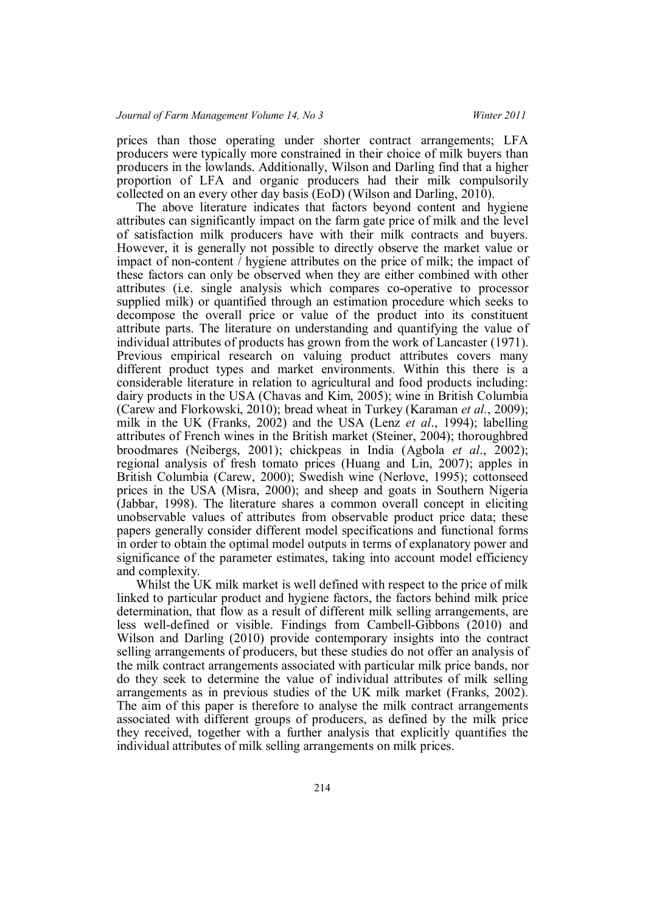prices than those operating under shorter contract arrangements; LFA producers were typically more constrained in their choice of milk buyers than producers in the lowlands. Additionally, Wilson and Darling find that a higher proportion of LFA and organic producers had their milk compulsorily collected on an every other day basis (EoD) (Wilson and Darling, 2010).

The above literature indicates that factors beyond content and hygiene attributes can significantly impact on the farm gate price of milk and the level of satisfaction milk producers have with their milk contracts and buyers. However, it is generally not possible to directly observe the market value or impact of non-content / hygiene attributes on the price of milk; the impact of these factors can only be observed when they are either combined with other attributes (i.e. single analysis which compares co-operative to processor supplied milk) or quantified through an estimation procedure which seeks to decompose the overall price or value of the product into its constituent attribute parts. The literature on understanding and quantifying the value of individual attributes of products has grown from the work of Lancaster (1971). Previous empirical research on valuing product attributes covers many different product types and market environments. Within this there is a considerable literature in relation to agricultural and food products including: dairy products in the USA (Chavas and Kim, 2005); wine in British Columbia (Carew and Florkowski, 2010); bread wheat in Turkey (Karaman *et al.*, 2009); milk in the UK (Franks, 2002) and the USA (Lenz *et al*., 1994); labelling attributes of French wines in the British market (Steiner, 2004); thoroughbred broodmares (Neibergs, 2001); chickpeas in India (Agbola *et al*., 2002); regional analysis of fresh tomato prices (Huang and Lin, 2007); apples in British Columbia (Carew, 2000); Swedish wine (Nerlove, 1995); cottonseed prices in the USA (Misra, 2000); and sheep and goats in Southern Nigeria (Jabbar, 1998). The literature shares a common overall concept in eliciting unobservable values of attributes from observable product price data; these papers generally consider different model specifications and functional forms in order to obtain the optimal model outputs in terms of explanatory power and significance of the parameter estimates, taking into account model efficiency and complexity.

Whilst the UK milk market is well defined with respect to the price of milk linked to particular product and hygiene factors, the factors behind milk price determination, that flow as a result of different milk selling arrangements, are less well-defined or visible. Findings from Cambell-Gibbons (2010) and Wilson and Darling (2010) provide contemporary insights into the contract selling arrangements of producers, but these studies do not offer an analysis of the milk contract arrangements associated with particular milk price bands, nor do they seek to determine the value of individual attributes of milk selling arrangements as in previous studies of the UK milk market (Franks, 2002). The aim of this paper is therefore to analyse the milk contract arrangements associated with different groups of producers, as defined by the milk price they received, together with a further analysis that explicitly quantifies the individual attributes of milk selling arrangements on milk prices.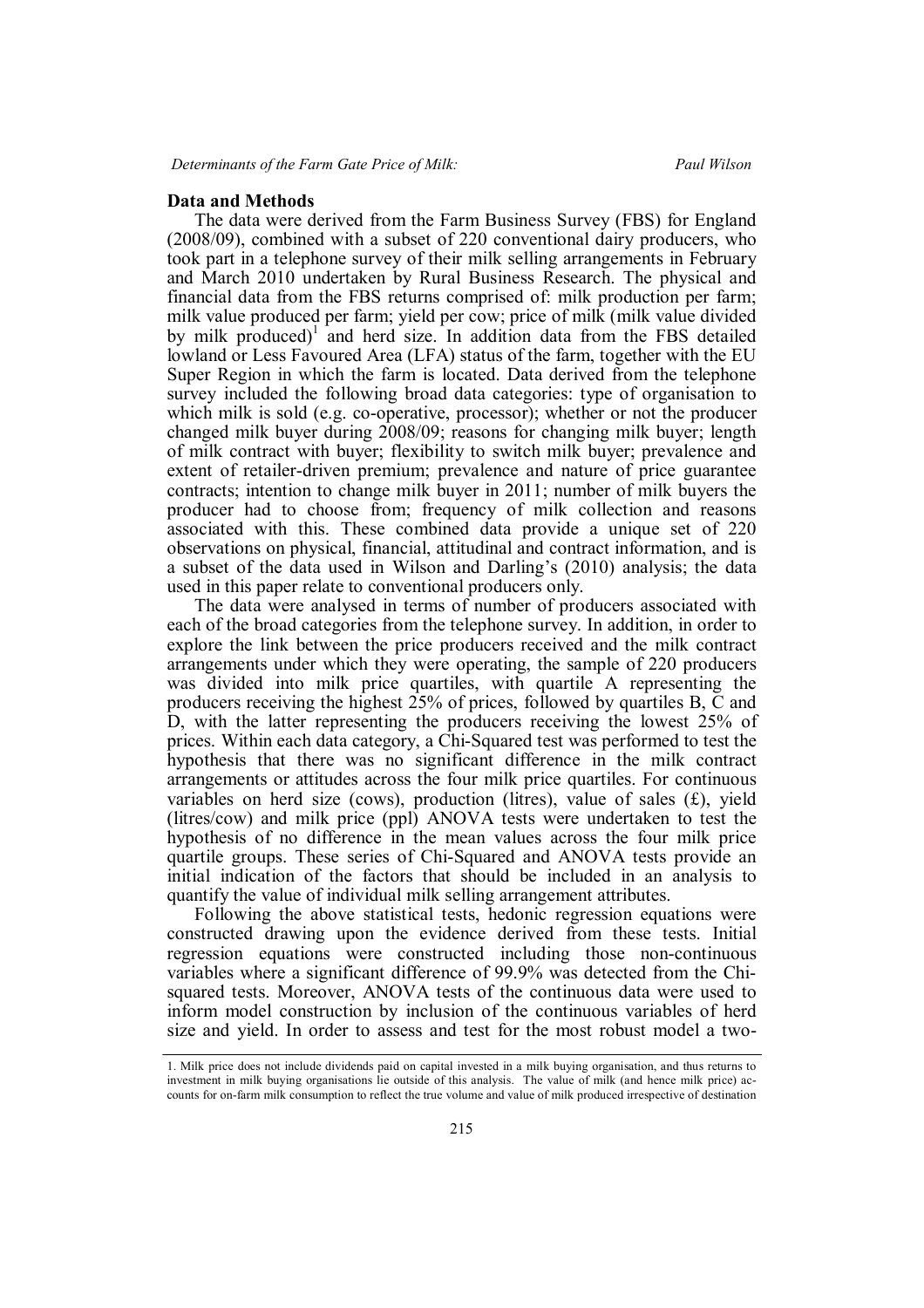## Data and Methods

The data were derived from the Farm Business Survey (FBS) for England (2008/09), combined with a subset of 220 conventional dairy producers, who took part in a telephone survey of their milk selling arrangements in February and March 2010 undertaken by Rural Business Research. The physical and financial data from the FBS returns comprised of: milk production per farm; milk value produced per farm; yield per cow; price of milk (milk value divided by milk produced)[1] and herd size. In addition data from the FBS detailed lowland or Less Favoured Area (LFA) status of the farm, together with the EU Super Region in which the farm is located. Data derived from the telephone survey included the following broad data categories: type of organisation to which milk is sold (e.g. co-operative, processor); whether or not the producer changed milk buyer during 2008/09; reasons for changing milk buyer; length of milk contract with buyer; flexibility to switch milk buyer; prevalence and extent of retailer-driven premium; prevalence and nature of price guarantee contracts; intention to change milk buyer in 2011; number of milk buyers the producer had to choose from; frequency of milk collection and reasons associated with this. These combined data provide a unique set of 220 observations on physical, financial, attitudinal and contract information, and is a subset of the data used in Wilson and Darling's (2010) analysis; the data used in this paper relate to conventional producers only.

The data were analysed in terms of number of producers associated with each of the broad categories from the telephone survey. In addition, in order to explore the link between the price producers received and the milk contract arrangements under which they were operating, the sample of 220 producers was divided into milk price quartiles, with quartile A representing the producers receiving the highest 25% of prices, followed by quartiles B, C and D, with the latter representing the producers receiving the lowest 25% of prices. Within each data category, a Chi-Squared test was performed to test the hypothesis that there was no significant difference in the milk contract arrangements or attitudes across the four milk price quartiles. For continuous variables on herd size (cows), production (litres), value of sales (£), yield (litres/cow) and milk price (ppl) ANOVA tests were undertaken to test the hypothesis of no difference in the mean values across the four milk price quartile groups. These series of Chi-Squared and ANOVA tests provide an initial indication of the factors that should be included in an analysis to quantify the value of individual milk selling arrangement attributes.

Following the above statistical tests, hedonic regression equations were constructed drawing upon the evidence derived from these tests. Initial regression equations were constructed including those non-continuous variables where a significant difference of 99.9% was detected from the Chi-squared tests. Moreover, ANOVA tests of the continuous data were used to inform model construction by inclusion of the continuous variables of herd size and yield. In order to assess and test for the most robust model a two-

---

1. Milk price does not include dividends paid on capital invested in a milk buying organisation, and thus returns to investment in milk buying organisations lie outside of this analysis. The value of milk (and hence milk price) accounts for on-farm milk consumption to reflect the true volume and value of milk produced irrespective of destination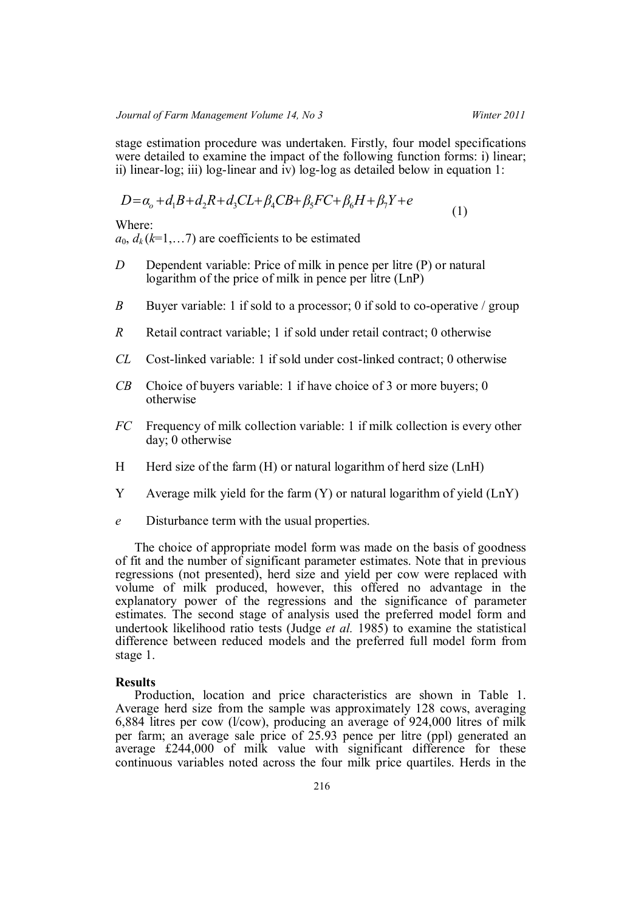stage estimation procedure was undertaken. Firstly, four model specifications were detailed to examine the impact of the following function forms: i) linear; ii) linear-log; iii) log-linear and iv) log-log as detailed below in equation 1:

$$D=\alpha_o+d_1B+d_2R+d_3CL+\beta_4CB+\beta_5FC+\beta_6H+\beta_7Y+e \qquad (1)$$

Where:

$a_0$, $d_k$ ($k$=1,…7) are coefficients to be estimated

- *D* Dependent variable: Price of milk in pence per litre (P) or natural logarithm of the price of milk in pence per litre (LnP)
- *B* Buyer variable: 1 if sold to a processor; 0 if sold to co-operative / group
- *R* Retail contract variable; 1 if sold under retail contract; 0 otherwise
- *CL* Cost-linked variable: 1 if sold under cost-linked contract; 0 otherwise
- *CB* Choice of buyers variable: 1 if have choice of 3 or more buyers; 0 otherwise
- *FC* Frequency of milk collection variable: 1 if milk collection is every other day; 0 otherwise
- H Herd size of the farm (H) or natural logarithm of herd size (LnH)
- Y Average milk yield for the farm (Y) or natural logarithm of yield (LnY)
- *e* Disturbance term with the usual properties.

The choice of appropriate model form was made on the basis of goodness of fit and the number of significant parameter estimates. Note that in previous regressions (not presented), herd size and yield per cow were replaced with volume of milk produced, however, this offered no advantage in the explanatory power of the regressions and the significance of parameter estimates. The second stage of analysis used the preferred model form and undertook likelihood ratio tests (Judge *et al.* 1985) to examine the statistical difference between reduced models and the preferred full model form from stage 1.

**Results**

Production, location and price characteristics are shown in Table 1. Average herd size from the sample was approximately 128 cows, averaging 6,884 litres per cow (l/cow), producing an average of 924,000 litres of milk per farm; an average sale price of 25.93 pence per litre (ppl) generated an average £244,000 of milk value with significant difference for these continuous variables noted across the four milk price quartiles. Herds in the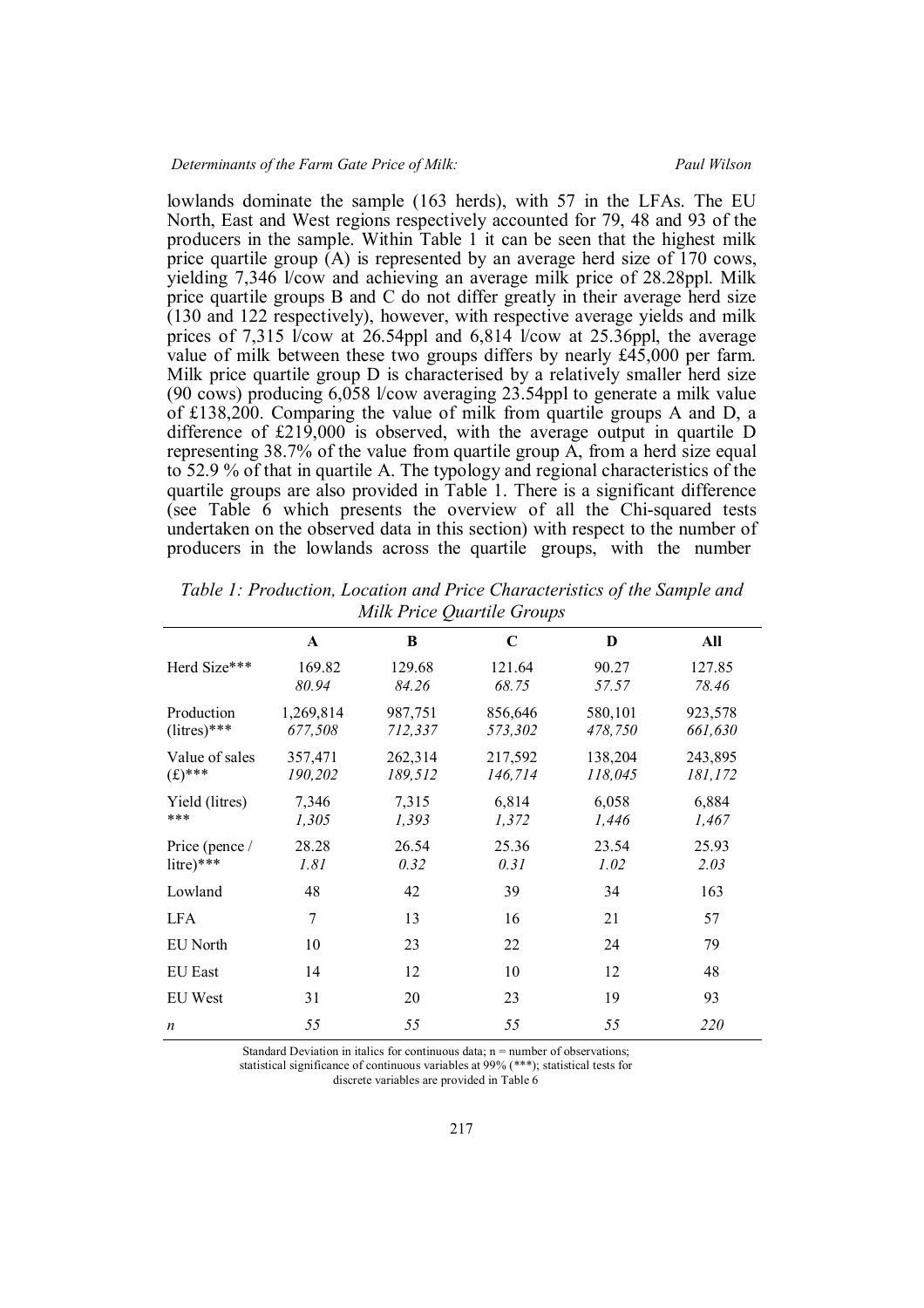lowlands dominate the sample (163 herds), with 57 in the LFAs. The EU North, East and West regions respectively accounted for 79, 48 and 93 of the producers in the sample. Within Table 1 it can be seen that the highest milk price quartile group (A) is represented by an average herd size of 170 cows, yielding 7,346 l/cow and achieving an average milk price of 28.28ppl. Milk price quartile groups B and C do not differ greatly in their average herd size (130 and 122 respectively), however, with respective average yields and milk prices of 7,315 l/cow at 26.54ppl and 6,814 l/cow at 25.36ppl, the average value of milk between these two groups differs by nearly £45,000 per farm. Milk price quartile group D is characterised by a relatively smaller herd size (90 cows) producing 6,058 l/cow averaging 23.54ppl to generate a milk value of £138,200. Comparing the value of milk from quartile groups A and D, a difference of £219,000 is observed, with the average output in quartile D representing 38.7% of the value from quartile group A, from a herd size equal to 52.9 % of that in quartile A. The typology and regional characteristics of the quartile groups are also provided in Table 1. There is a significant difference (see Table 6 which presents the overview of all the Chi-squared tests undertaken on the observed data in this section) with respect to the number of producers in the lowlands across the quartile groups, with the number

*Table 1: Production, Location and Price Characteristics of the Sample and Milk Price Quartile Groups*

| | A | B | C | D | All |
|---|---|---|---|---|---|
| Herd Size*** | 169.82 | 129.68 | 121.64 | 90.27 | 127.85 |
| | *80.94* | *84.26* | *68.75* | *57.57* | *78.46* |
| Production (litres)*** | 1,269,814 | 987,751 | 856,646 | 580,101 | 923,578 |
| | *677,508* | *712,337* | *573,302* | *478,750* | *661,630* |
| Value of sales (£)*** | 357,471 | 262,314 | 217,592 | 138,204 | 243,895 |
| | *190,202* | *189,512* | *146,714* | *118,045* | *181,172* |
| Yield (litres) *** | 7,346 | 7,315 | 6,814 | 6,058 | 6,884 |
| | *1,305* | *1,393* | *1,372* | *1,446* | *1,467* |
| Price (pence / litre)*** | 28.28 | 26.54 | 25.36 | 23.54 | 25.93 |
| | *1.81* | *0.32* | *0.31* | *1.02* | *2.03* |
| Lowland | 48 | 42 | 39 | 34 | 163 |
| LFA | 7 | 13 | 16 | 21 | 57 |
| EU North | 10 | 23 | 22 | 24 | 79 |
| EU East | 14 | 12 | 10 | 12 | 48 |
| EU West | 31 | 20 | 23 | 19 | 93 |
| *n* | *55* | *55* | *55* | *55* | *220* |

Standard Deviation in italics for continuous data; n = number of observations; statistical significance of continuous variables at 99% (***); statistical tests for discrete variables are provided in Table 6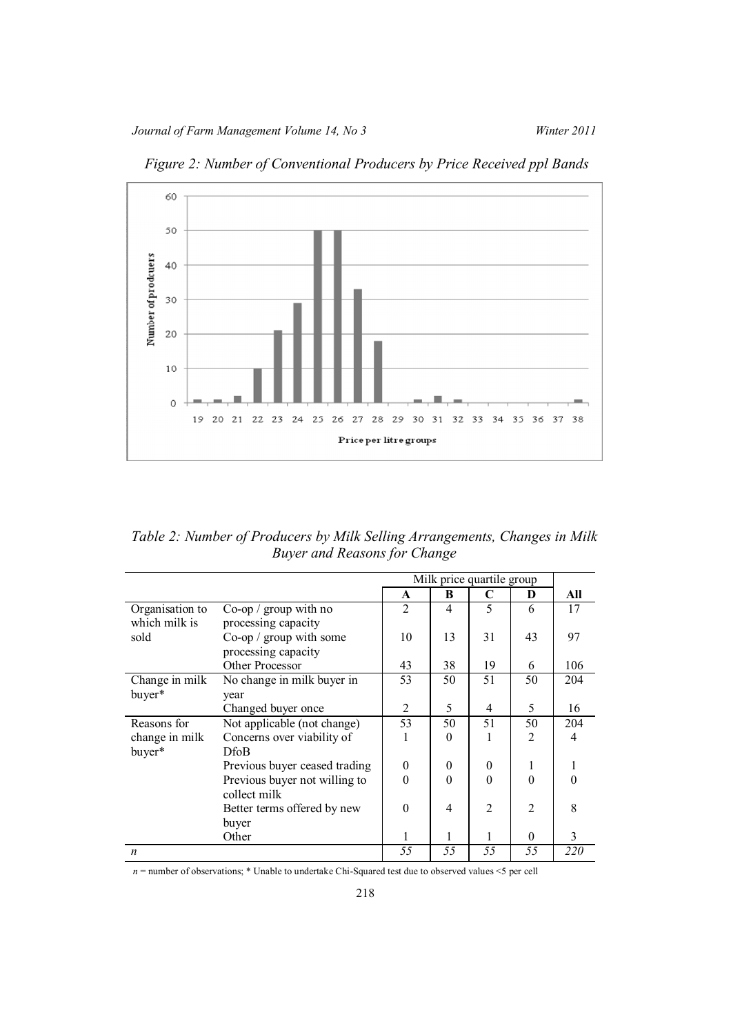*Figure 2: Number of Conventional Producers by Price Received ppl Bands*

*Table 2: Number of Producers by Milk Selling Arrangements, Changes in Milk Buyer and Reasons for Change*

| | | Milk price quartile group | | | | |
|---|---|---|---|---|---|---|
| | | **A** | **B** | **C** | **D** | **All** |
| Organisation to which milk is sold | Co-op / group with no processing capacity | 2 | 4 | 5 | 6 | 17 |
| | Co-op / group with some processing capacity | 10 | 13 | 31 | 43 | 97 |
| | Other Processor | 43 | 38 | 19 | 6 | 106 |
| Change in milk buyer* | No change in milk buyer in year | 53 | 50 | 51 | 50 | 204 |
| | Changed buyer once | 2 | 5 | 4 | 5 | 16 |
| Reasons for change in milk buyer* | Not applicable (not change) | 53 | 50 | 51 | 50 | 204 |
| | Concerns over viability of DfoB | 1 | 0 | 1 | 2 | 4 |
| | Previous buyer ceased trading | 0 | 0 | 0 | 1 | 1 |
| | Previous buyer not willing to collect milk | 0 | 0 | 0 | 0 | 0 |
| | Better terms offered by new buyer | 0 | 4 | 2 | 2 | 8 |
| | Other | 1 | 1 | 1 | 0 | 3 |
| *n* | | *55* | *55* | *55* | *55* | *220* |

*n* = number of observations; * Unable to undertake Chi-Squared test due to observed values <5 per cell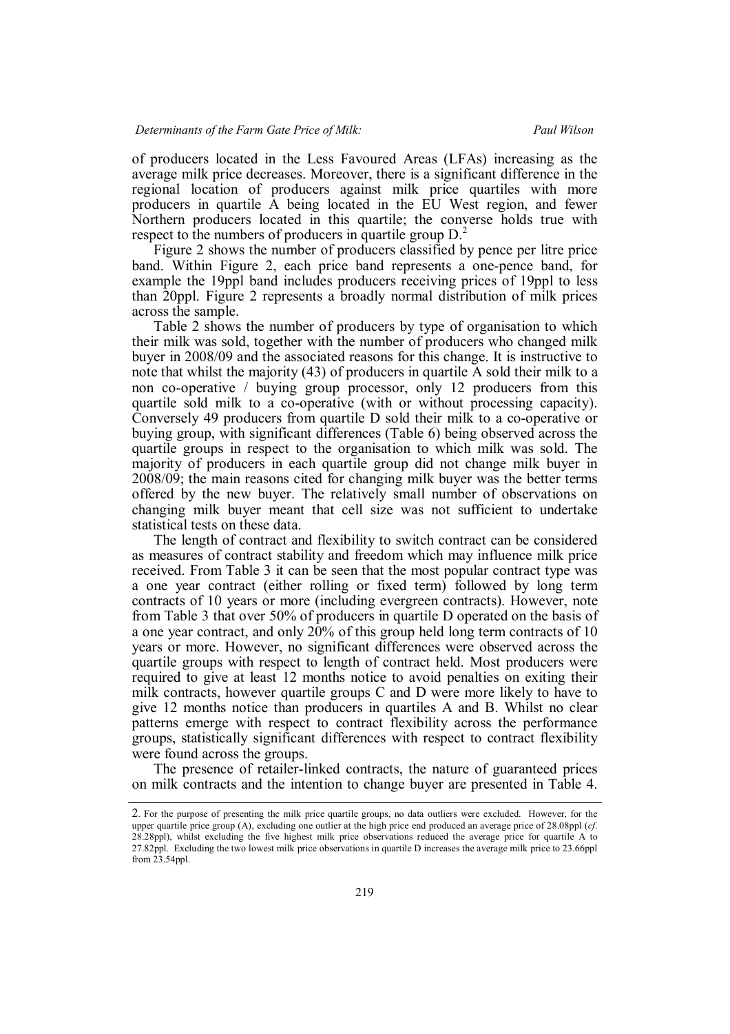of producers located in the Less Favoured Areas (LFAs) increasing as the average milk price decreases. Moreover, there is a significant difference in the regional location of producers against milk price quartiles with more producers in quartile A being located in the EU West region, and fewer Northern producers located in this quartile; the converse holds true with respect to the numbers of producers in quartile group D.[2]

Figure 2 shows the number of producers classified by pence per litre price band. Within Figure 2, each price band represents a one-pence band, for example the 19ppl band includes producers receiving prices of 19ppl to less than 20ppl. Figure 2 represents a broadly normal distribution of milk prices across the sample.

Table 2 shows the number of producers by type of organisation to which their milk was sold, together with the number of producers who changed milk buyer in 2008/09 and the associated reasons for this change. It is instructive to note that whilst the majority (43) of producers in quartile A sold their milk to a non co-operative / buying group processor, only 12 producers from this quartile sold milk to a co-operative (with or without processing capacity). Conversely 49 producers from quartile D sold their milk to a co-operative or buying group, with significant differences (Table 6) being observed across the quartile groups in respect to the organisation to which milk was sold. The majority of producers in each quartile group did not change milk buyer in 2008/09; the main reasons cited for changing milk buyer was the better terms offered by the new buyer. The relatively small number of observations on changing milk buyer meant that cell size was not sufficient to undertake statistical tests on these data.

The length of contract and flexibility to switch contract can be considered as measures of contract stability and freedom which may influence milk price received. From Table 3 it can be seen that the most popular contract type was a one year contract (either rolling or fixed term) followed by long term contracts of 10 years or more (including evergreen contracts). However, note from Table 3 that over 50% of producers in quartile D operated on the basis of a one year contract, and only 20% of this group held long term contracts of 10 years or more. However, no significant differences were observed across the quartile groups with respect to length of contract held. Most producers were required to give at least 12 months notice to avoid penalties on exiting their milk contracts, however quartile groups C and D were more likely to have to give 12 months notice than producers in quartiles A and B. Whilst no clear patterns emerge with respect to contract flexibility across the performance groups, statistically significant differences with respect to contract flexibility were found across the groups.

The presence of retailer-linked contracts, the nature of guaranteed prices on milk contracts and the intention to change buyer are presented in Table 4.

---

2. For the purpose of presenting the milk price quartile groups, no data outliers were excluded. However, for the upper quartile price group (A), excluding one outlier at the high price end produced an average price of 28.08ppl (*cf.* 28.28ppl), whilst excluding the five highest milk price observations reduced the average price for quartile A to 27.82ppl. Excluding the two lowest milk price observations in quartile D increases the average milk price to 23.66ppl from 23.54ppl.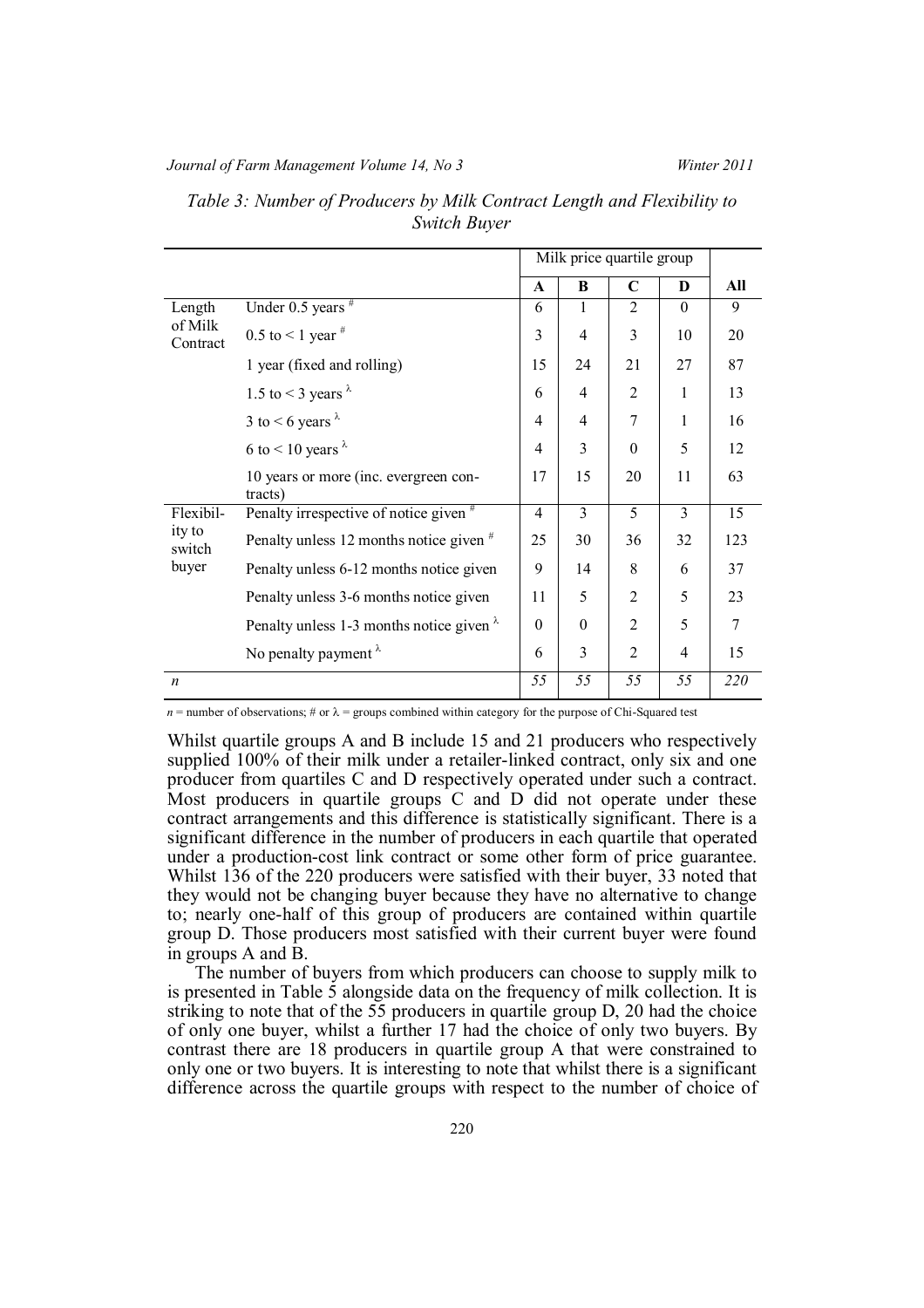*Table 3: Number of Producers by Milk Contract Length and Flexibility to Switch Buyer*

| | | Milk price quartile group | | | | |
|---|---|---|---|---|---|---|
| | | **A** | **B** | **C** | **D** | **All** |
| Length of Milk Contract | Under 0.5 years # | 6 | 1 | 2 | 0 | 9 |
| | 0.5 to < 1 year # | 3 | 4 | 3 | 10 | 20 |
| | 1 year (fixed and rolling) | 15 | 24 | 21 | 27 | 87 |
| | 1.5 to < 3 years λ | 6 | 4 | 2 | 1 | 13 |
| | 3 to < 6 years λ | 4 | 4 | 7 | 1 | 16 |
| | 6 to < 10 years λ | 4 | 3 | 0 | 5 | 12 |
| | 10 years or more (inc. evergreen contracts) | 17 | 15 | 20 | 11 | 63 |
| Flexibility to switch buyer | Penalty irrespective of notice given # | 4 | 3 | 5 | 3 | 15 |
| | Penalty unless 12 months notice given # | 25 | 30 | 36 | 32 | 123 |
| | Penalty unless 6-12 months notice given | 9 | 14 | 8 | 6 | 37 |
| | Penalty unless 3-6 months notice given | 11 | 5 | 2 | 5 | 23 |
| | Penalty unless 1-3 months notice given λ | 0 | 0 | 2 | 5 | 7 |
| | No penalty payment λ | 6 | 3 | 2 | 4 | 15 |
| *n* | | *55* | *55* | *55* | *55* | *220* |

*n* = number of observations; # or λ = groups combined within category for the purpose of Chi-Squared test

Whilst quartile groups A and B include 15 and 21 producers who respectively supplied 100% of their milk under a retailer-linked contract, only six and one producer from quartiles C and D respectively operated under such a contract. Most producers in quartile groups C and D did not operate under these contract arrangements and this difference is statistically significant. There is a significant difference in the number of producers in each quartile that operated under a production-cost link contract or some other form of price guarantee. Whilst 136 of the 220 producers were satisfied with their buyer, 33 noted that they would not be changing buyer because they have no alternative to change to; nearly one-half of this group of producers are contained within quartile group D. Those producers most satisfied with their current buyer were found in groups A and B.

The number of buyers from which producers can choose to supply milk to is presented in Table 5 alongside data on the frequency of milk collection. It is striking to note that of the 55 producers in quartile group D, 20 had the choice of only one buyer, whilst a further 17 had the choice of only two buyers. By contrast there are 18 producers in quartile group A that were constrained to only one or two buyers. It is interesting to note that whilst there is a significant difference across the quartile groups with respect to the number of choice of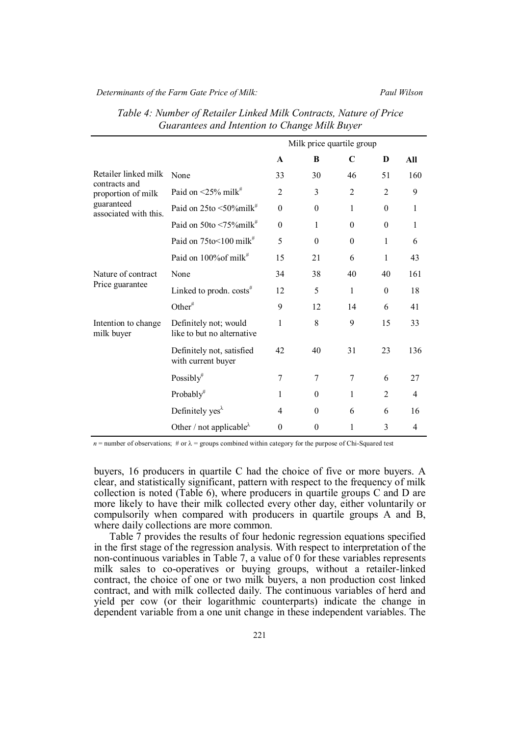*Table 4: Number of Retailer Linked Milk Contracts, Nature of Price Guarantees and Intention to Change Milk Buyer*

| | | Milk price quartile group | | | | |
|---|---|---|---|---|---|---|
| | | **A** | **B** | **C** | **D** | **All** |
| Retailer linked milk contracts and proportion of milk guaranteed associated with this. | None | 33 | 30 | 46 | 51 | 160 |
| | Paid on <25% milk# | 2 | 3 | 2 | 2 | 9 |
| | Paid on 25to <50%milk# | 0 | 0 | 1 | 0 | 1 |
| | Paid on 50to <75%milk# | 0 | 1 | 0 | 0 | 1 |
| | Paid on 75to<100 milk# | 5 | 0 | 0 | 1 | 6 |
| | Paid on 100%of milk# | 15 | 21 | 6 | 1 | 43 |
| Nature of contract Price guarantee | None | 34 | 38 | 40 | 40 | 161 |
| | Linked to prodn. costs# | 12 | 5 | 1 | 0 | 18 |
| | Other# | 9 | 12 | 14 | 6 | 41 |
| Intention to change milk buyer | Definitely not; would like to but no alternative | 1 | 8 | 9 | 15 | 33 |
| | Definitely not, satisfied with current buyer | 42 | 40 | 31 | 23 | 136 |
| | Possibly# | 7 | 7 | 7 | 6 | 27 |
| | Probably# | 1 | 0 | 1 | 2 | 4 |
| | Definitely yes$^{\lambda}$ | 4 | 0 | 6 | 6 | 16 |
| | Other / not applicable$^{\lambda}$ | 0 | 0 | 1 | 3 | 4 |

$n$ = number of observations; # or $\lambda$ = groups combined within category for the purpose of Chi-Squared test

buyers, 16 producers in quartile C had the choice of five or more buyers. A clear, and statistically significant, pattern with respect to the frequency of milk collection is noted (Table 6), where producers in quartile groups C and D are more likely to have their milk collected every other day, either voluntarily or compulsorily when compared with producers in quartile groups A and B, where daily collections are more common.

Table 7 provides the results of four hedonic regression equations specified in the first stage of the regression analysis. With respect to interpretation of the non-continuous variables in Table 7, a value of 0 for these variables represents milk sales to co-operatives or buying groups, without a retailer-linked contract, the choice of one or two milk buyers, a non production cost linked contract, and with milk collected daily. The continuous variables of herd and yield per cow (or their logarithmic counterparts) indicate the change in dependent variable from a one unit change in these independent variables. The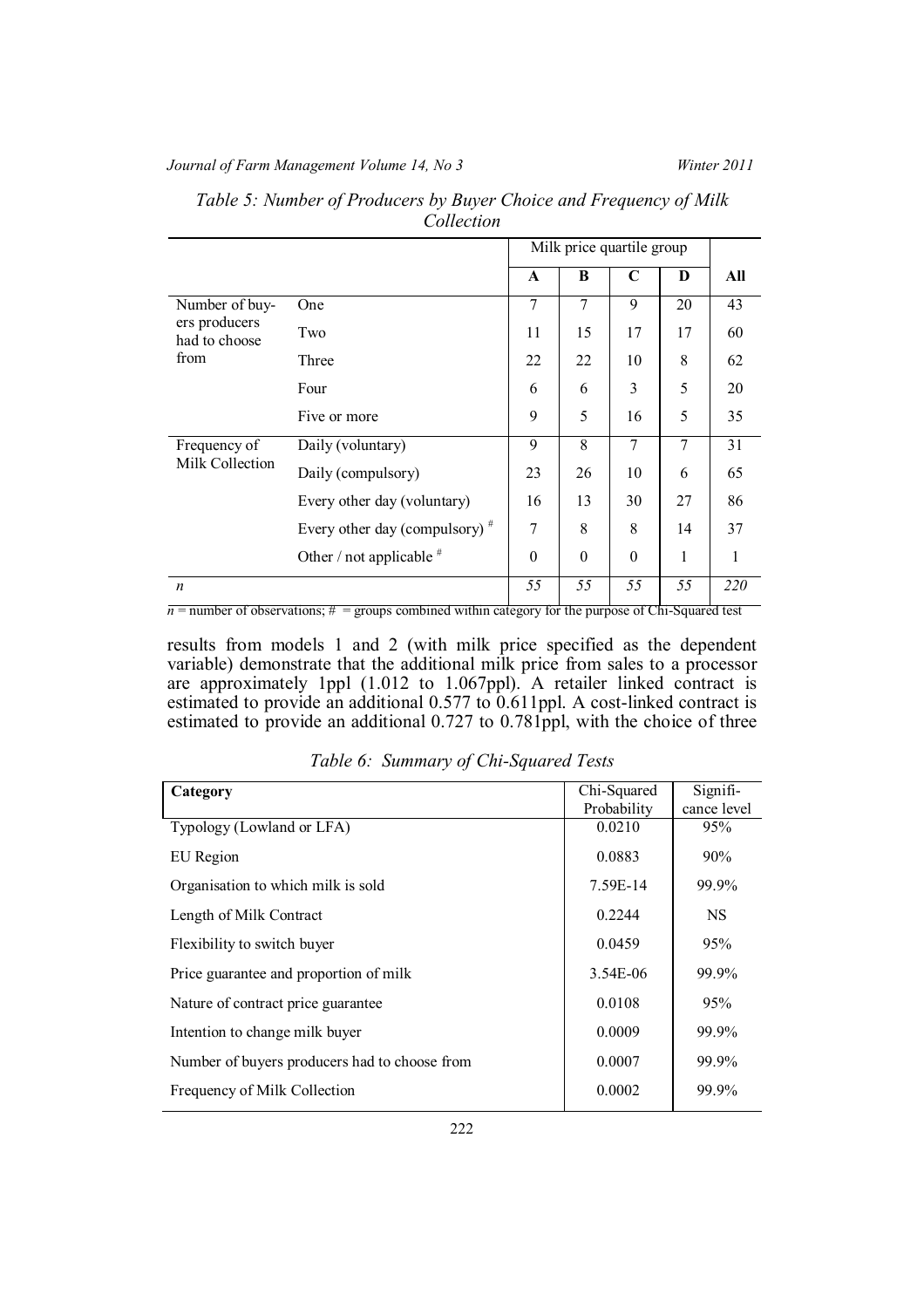*Table 5: Number of Producers by Buyer Choice and Frequency of Milk Collection*

| | | Milk price quartile group | | | | |
|---|---|---|---|---|---|---|
| | | **A** | **B** | **C** | **D** | **All** |
| Number of buyers producers had to choose from | One | 7 | 7 | 9 | 20 | 43 |
| | Two | 11 | 15 | 17 | 17 | 60 |
| | Three | 22 | 22 | 10 | 8 | 62 |
| | Four | 6 | 6 | 3 | 5 | 20 |
| | Five or more | 9 | 5 | 16 | 5 | 35 |
| Frequency of Milk Collection | Daily (voluntary) | 9 | 8 | 7 | 7 | 31 |
| | Daily (compulsory) | 23 | 26 | 10 | 6 | 65 |
| | Every other day (voluntary) | 16 | 13 | 30 | 27 | 86 |
| | Every other day (compulsory) [#] | 7 | 8 | 8 | 14 | 37 |
| | Other / not applicable [#] | 0 | 0 | 0 | 1 | 1 |
| *n* | | *55* | *55* | *55* | *55* | *220* |

$n$ = number of observations; # = groups combined within category for the purpose of Chi-Squared test

results from models 1 and 2 (with milk price specified as the dependent variable) demonstrate that the additional milk price from sales to a processor are approximately 1ppl (1.012 to 1.067ppl). A retailer linked contract is estimated to provide an additional 0.577 to 0.611ppl. A cost-linked contract is estimated to provide an additional 0.727 to 0.781ppl, with the choice of three

*Table 6: Summary of Chi-Squared Tests*

| **Category** | Chi-Squared Probability | Significance level |
|---|---|---|
| Typology (Lowland or LFA) | 0.0210 | 95% |
| EU Region | 0.0883 | 90% |
| Organisation to which milk is sold | 7.59E-14 | 99.9% |
| Length of Milk Contract | 0.2244 | NS |
| Flexibility to switch buyer | 0.0459 | 95% |
| Price guarantee and proportion of milk | 3.54E-06 | 99.9% |
| Nature of contract price guarantee | 0.0108 | 95% |
| Intention to change milk buyer | 0.0009 | 99.9% |
| Number of buyers producers had to choose from | 0.0007 | 99.9% |
| Frequency of Milk Collection | 0.0002 | 99.9% |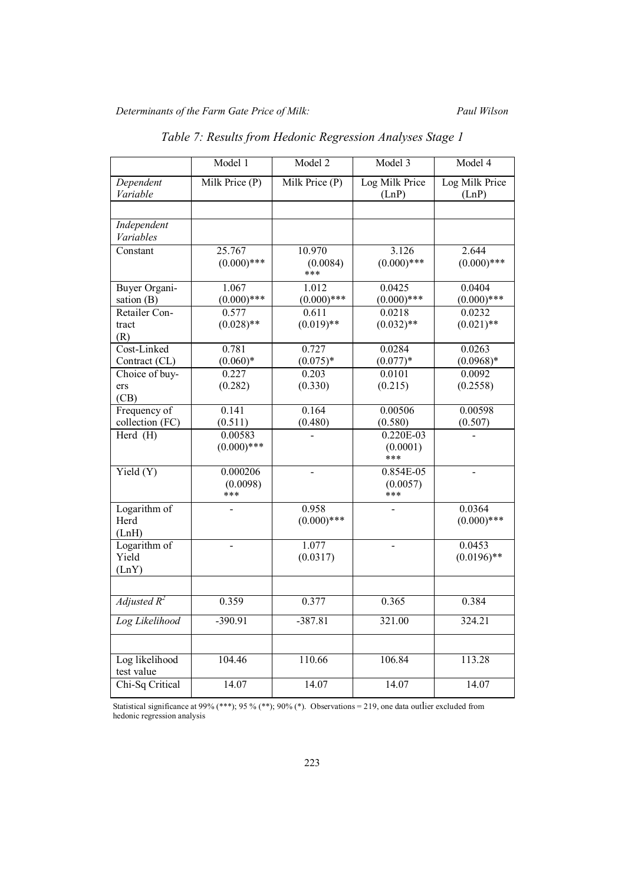*Table 7: Results from Hedonic Regression Analyses Stage 1*

| | Model 1 | Model 2 | Model 3 | Model 4 |
|---|---|---|---|---|
| *Dependent Variable* | Milk Price (P) | Milk Price (P) | Log Milk Price (LnP) | Log Milk Price (LnP) |
| | | | | |
| *Independent Variables* | | | | |
| Constant | 25.767 (0.000)*** | 10.970 (0.0084) *** | 3.126 (0.000)*** | 2.644 (0.000)*** |
| Buyer Organisation (B) | 1.067 (0.000)*** | 1.012 (0.000)*** | 0.0425 (0.000)*** | 0.0404 (0.000)*** |
| Retailer Contract (R) | 0.577 (0.028)** | 0.611 (0.019)** | 0.0218 (0.032)** | 0.0232 (0.021)** |
| Cost-Linked Contract (CL) | 0.781 (0.060)* | 0.727 (0.075)* | 0.0284 (0.077)* | 0.0263 (0.0968)* |
| Choice of buyers (CB) | 0.227 (0.282) | 0.203 (0.330) | 0.0101 (0.215) | 0.0092 (0.2558) |
| Frequency of collection (FC) | 0.141 (0.511) | 0.164 (0.480) | 0.00506 (0.580) | 0.00598 (0.507) |
| Herd (H) | 0.00583 (0.000)*** | - | 0.220E-03 (0.0001) *** | - |
| Yield (Y) | 0.000206 (0.0098) *** | - | 0.854E-05 (0.0057) *** | - |
| Logarithm of Herd (LnH) | - | 0.958 (0.000)*** | - | 0.0364 (0.000)*** |
| Logarithm of Yield (LnY) | - | 1.077 (0.0317) | - | 0.0453 (0.0196)** |
| | | | | |
| *Adjusted $R^2$* | 0.359 | 0.377 | 0.365 | 0.384 |
| *Log Likelihood* | -390.91 | -387.81 | 321.00 | 324.21 |
| | | | | |
| Log likelihood test value | 104.46 | 110.66 | 106.84 | 113.28 |
| Chi-Sq Critical | 14.07 | 14.07 | 14.07 | 14.07 |

Statistical significance at 99% (***); 95 % (**); 90% (*). Observations = 219, one data outlier excluded from hedonic regression analysis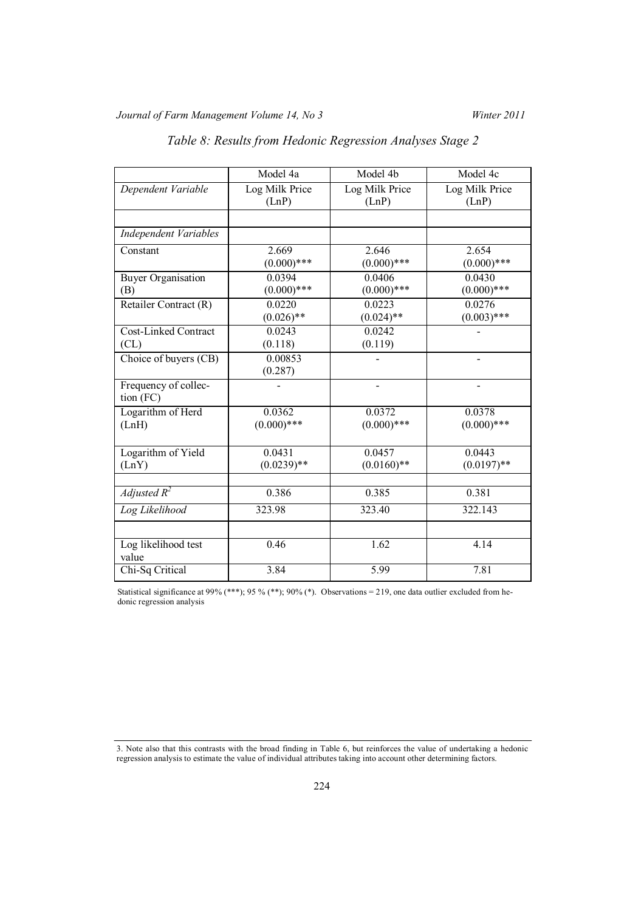*Table 8: Results from Hedonic Regression Analyses Stage 2*

| | Model 4a | Model 4b | Model 4c |
|---|---|---|---|
| *Dependent Variable* | Log Milk Price (LnP) | Log Milk Price (LnP) | Log Milk Price (LnP) |
| | | | |
| *Independent Variables* | | | |
| Constant | 2.669 (0.000)*** | 2.646 (0.000)*** | 2.654 (0.000)*** |
| Buyer Organisation (B) | 0.0394 (0.000)*** | 0.0406 (0.000)*** | 0.0430 (0.000)*** |
| Retailer Contract (R) | 0.0220 (0.026)** | 0.0223 (0.024)** | 0.0276 (0.003)*** |
| Cost-Linked Contract (CL) | 0.0243 (0.118) | 0.0242 (0.119) | - |
| Choice of buyers (CB) | 0.00853 (0.287) | - | - |
| Frequency of collection (FC) | - | - | - |
| Logarithm of Herd (LnH) | 0.0362 (0.000)*** | 0.0372 (0.000)*** | 0.0378 (0.000)*** |
| Logarithm of Yield (LnY) | 0.0431 (0.0239)** | 0.0457 (0.0160)** | 0.0443 (0.0197)** |
| | | | |
| *Adjusted $R^2$* | 0.386 | 0.385 | 0.381 |
| *Log Likelihood* | 323.98 | 323.40 | 322.143 |
| | | | |
| Log likelihood test value | 0.46 | 1.62 | 4.14 |
| Chi-Sq Critical | 3.84 | 5.99 | 7.81 |

Statistical significance at 99% (***); 95 % (**); 90% (*). Observations = 219, one data outlier excluded from hedonic regression analysis

3. Note also that this contrasts with the broad finding in Table 6, but reinforces the value of undertaking a hedonic regression analysis to estimate the value of individual attributes taking into account other determining factors.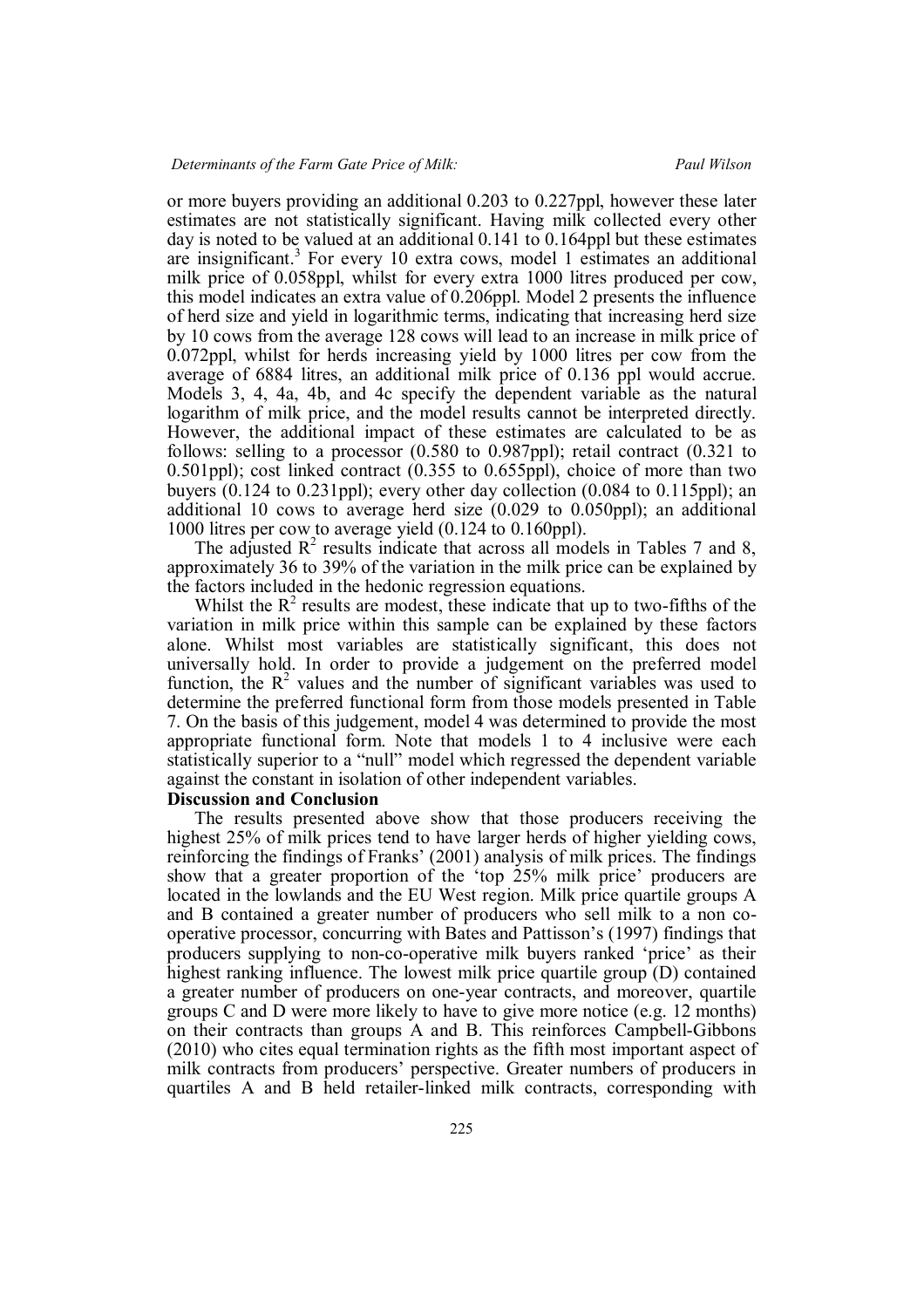or more buyers providing an additional 0.203 to 0.227ppl, however these later estimates are not statistically significant. Having milk collected every other day is noted to be valued at an additional 0.141 to 0.164ppl but these estimates are insignificant.[3] For every 10 extra cows, model 1 estimates an additional milk price of 0.058ppl, whilst for every extra 1000 litres produced per cow, this model indicates an extra value of 0.206ppl. Model 2 presents the influence of herd size and yield in logarithmic terms, indicating that increasing herd size by 10 cows from the average 128 cows will lead to an increase in milk price of 0.072ppl, whilst for herds increasing yield by 1000 litres per cow from the average of 6884 litres, an additional milk price of 0.136 ppl would accrue. Models 3, 4, 4a, 4b, and 4c specify the dependent variable as the natural logarithm of milk price, and the model results cannot be interpreted directly. However, the additional impact of these estimates are calculated to be as follows: selling to a processor (0.580 to 0.987ppl); retail contract (0.321 to 0.501ppl); cost linked contract (0.355 to 0.655ppl), choice of more than two buyers (0.124 to 0.231ppl); every other day collection (0.084 to 0.115ppl); an additional 10 cows to average herd size (0.029 to 0.050ppl); an additional 1000 litres per cow to average yield (0.124 to 0.160ppl).

The adjusted $R^2$ results indicate that across all models in Tables 7 and 8, approximately 36 to 39% of the variation in the milk price can be explained by the factors included in the hedonic regression equations.

Whilst the $R^2$ results are modest, these indicate that up to two-fifths of the variation in milk price within this sample can be explained by these factors alone. Whilst most variables are statistically significant, this does not universally hold. In order to provide a judgement on the preferred model function, the $R^2$ values and the number of significant variables was used to determine the preferred functional form from those models presented in Table 7. On the basis of this judgement, model 4 was determined to provide the most appropriate functional form. Note that models 1 to 4 inclusive were each statistically superior to a "null" model which regressed the dependent variable against the constant in isolation of other independent variables.

## Discussion and Conclusion

The results presented above show that those producers receiving the highest 25% of milk prices tend to have larger herds of higher yielding cows, reinforcing the findings of Franks' (2001) analysis of milk prices. The findings show that a greater proportion of the 'top 25% milk price' producers are located in the lowlands and the EU West region. Milk price quartile groups A and B contained a greater number of producers who sell milk to a non co-operative processor, concurring with Bates and Pattisson's (1997) findings that producers supplying to non-co-operative milk buyers ranked 'price' as their highest ranking influence. The lowest milk price quartile group (D) contained a greater number of producers on one-year contracts, and moreover, quartile groups C and D were more likely to have to give more notice (e.g. 12 months) on their contracts than groups A and B. This reinforces Campbell-Gibbons (2010) who cites equal termination rights as the fifth most important aspect of milk contracts from producers' perspective. Greater numbers of producers in quartiles A and B held retailer-linked milk contracts, corresponding with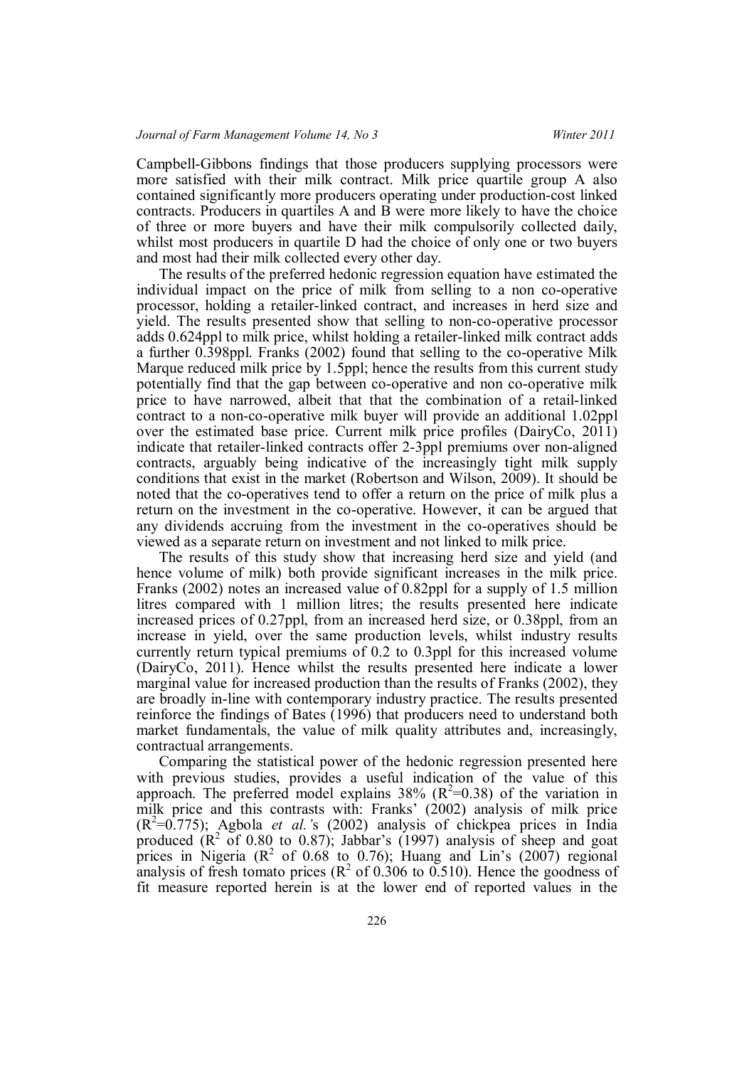Campbell-Gibbons findings that those producers supplying processors were more satisfied with their milk contract. Milk price quartile group A also contained significantly more producers operating under production-cost linked contracts. Producers in quartiles A and B were more likely to have the choice of three or more buyers and have their milk compulsorily collected daily, whilst most producers in quartile D had the choice of only one or two buyers and most had their milk collected every other day.

The results of the preferred hedonic regression equation have estimated the individual impact on the price of milk from selling to a non co-operative processor, holding a retailer-linked contract, and increases in herd size and yield. The results presented show that selling to non-co-operative processor adds 0.624ppl to milk price, whilst holding a retailer-linked milk contract adds a further 0.398ppl. Franks (2002) found that selling to the co-operative Milk Marque reduced milk price by 1.5ppl; hence the results from this current study potentially find that the gap between co-operative and non co-operative milk price to have narrowed, albeit that that the combination of a retail-linked contract to a non-co-operative milk buyer will provide an additional 1.02ppl over the estimated base price. Current milk price profiles (DairyCo, 2011) indicate that retailer-linked contracts offer 2-3ppl premiums over non-aligned contracts, arguably being indicative of the increasingly tight milk supply conditions that exist in the market (Robertson and Wilson, 2009). It should be noted that the co-operatives tend to offer a return on the price of milk plus a return on the investment in the co-operative. However, it can be argued that any dividends accruing from the investment in the co-operatives should be viewed as a separate return on investment and not linked to milk price.

The results of this study show that increasing herd size and yield (and hence volume of milk) both provide significant increases in the milk price. Franks (2002) notes an increased value of 0.82ppl for a supply of 1.5 million litres compared with 1 million litres; the results presented here indicate increased prices of 0.27ppl, from an increased herd size, or 0.38ppl, from an increase in yield, over the same production levels, whilst industry results currently return typical premiums of 0.2 to 0.3ppl for this increased volume (DairyCo, 2011). Hence whilst the results presented here indicate a lower marginal value for increased production than the results of Franks (2002), they are broadly in-line with contemporary industry practice. The results presented reinforce the findings of Bates (1996) that producers need to understand both market fundamentals, the value of milk quality attributes and, increasingly, contractual arrangements.

Comparing the statistical power of the hedonic regression presented here with previous studies, provides a useful indication of the value of this approach. The preferred model explains 38% ($R^2$=0.38) of the variation in milk price and this contrasts with: Franks' (2002) analysis of milk price ($R^2$=0.775); Agbola *et al.*'s (2002) analysis of chickpea prices in India produced ($R^2$ of 0.80 to 0.87); Jabbar's (1997) analysis of sheep and goat prices in Nigeria ($R^2$ of 0.68 to 0.76); Huang and Lin's (2007) regional analysis of fresh tomato prices ($R^2$ of 0.306 to 0.510). Hence the goodness of fit measure reported herein is at the lower end of reported values in the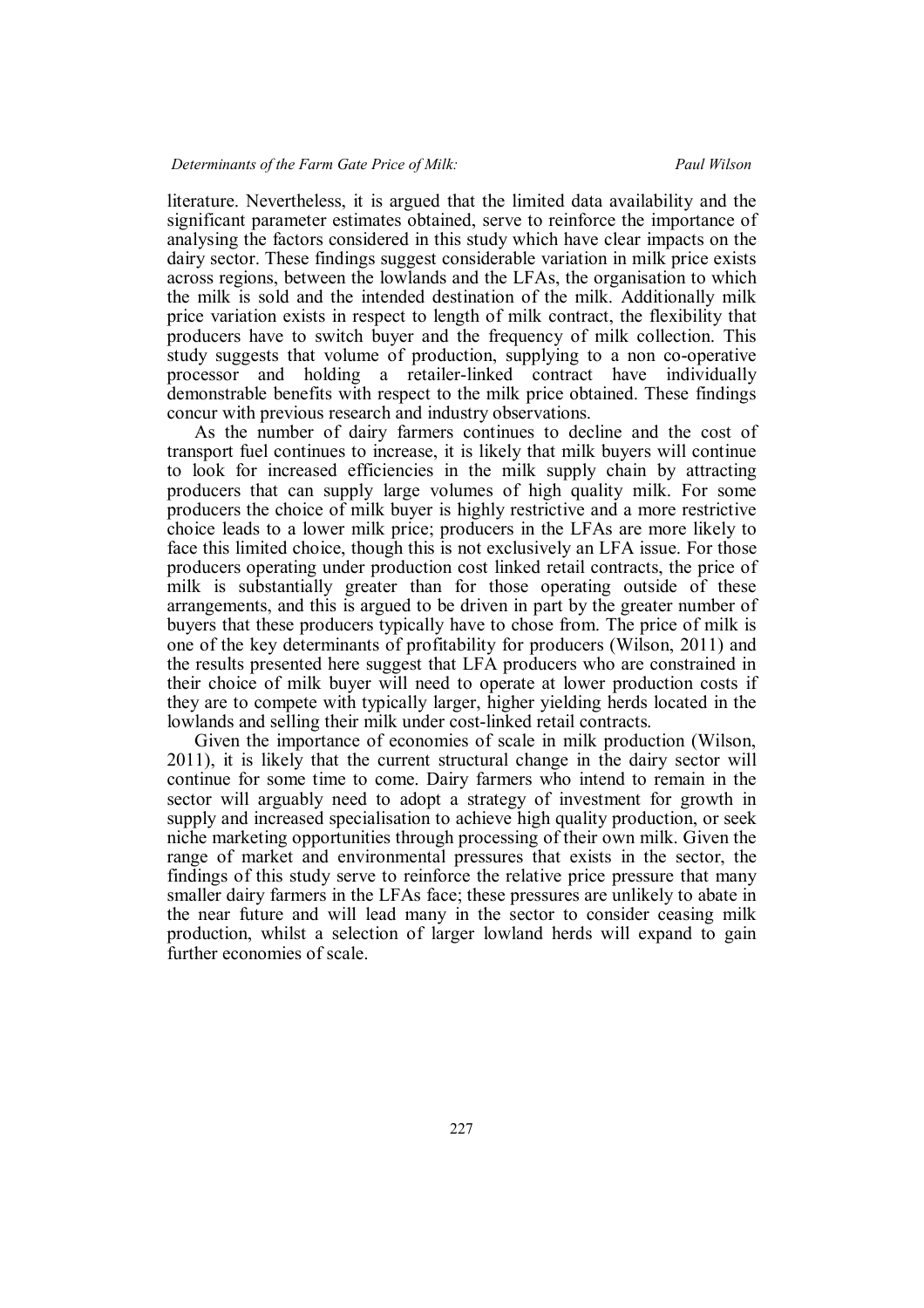literature. Nevertheless, it is argued that the limited data availability and the significant parameter estimates obtained, serve to reinforce the importance of analysing the factors considered in this study which have clear impacts on the dairy sector. These findings suggest considerable variation in milk price exists across regions, between the lowlands and the LFAs, the organisation to which the milk is sold and the intended destination of the milk. Additionally milk price variation exists in respect to length of milk contract, the flexibility that producers have to switch buyer and the frequency of milk collection. This study suggests that volume of production, supplying to a non co-operative processor and holding a retailer-linked contract have individually demonstrable benefits with respect to the milk price obtained. These findings concur with previous research and industry observations.

As the number of dairy farmers continues to decline and the cost of transport fuel continues to increase, it is likely that milk buyers will continue to look for increased efficiencies in the milk supply chain by attracting producers that can supply large volumes of high quality milk. For some producers the choice of milk buyer is highly restrictive and a more restrictive choice leads to a lower milk price; producers in the LFAs are more likely to face this limited choice, though this is not exclusively an LFA issue. For those producers operating under production cost linked retail contracts, the price of milk is substantially greater than for those operating outside of these arrangements, and this is argued to be driven in part by the greater number of buyers that these producers typically have to chose from. The price of milk is one of the key determinants of profitability for producers (Wilson, 2011) and the results presented here suggest that LFA producers who are constrained in their choice of milk buyer will need to operate at lower production costs if they are to compete with typically larger, higher yielding herds located in the lowlands and selling their milk under cost-linked retail contracts.

Given the importance of economies of scale in milk production (Wilson, 2011), it is likely that the current structural change in the dairy sector will continue for some time to come. Dairy farmers who intend to remain in the sector will arguably need to adopt a strategy of investment for growth in supply and increased specialisation to achieve high quality production, or seek niche marketing opportunities through processing of their own milk. Given the range of market and environmental pressures that exists in the sector, the findings of this study serve to reinforce the relative price pressure that many smaller dairy farmers in the LFAs face; these pressures are unlikely to abate in the near future and will lead many in the sector to consider ceasing milk production, whilst a selection of larger lowland herds will expand to gain further economies of scale.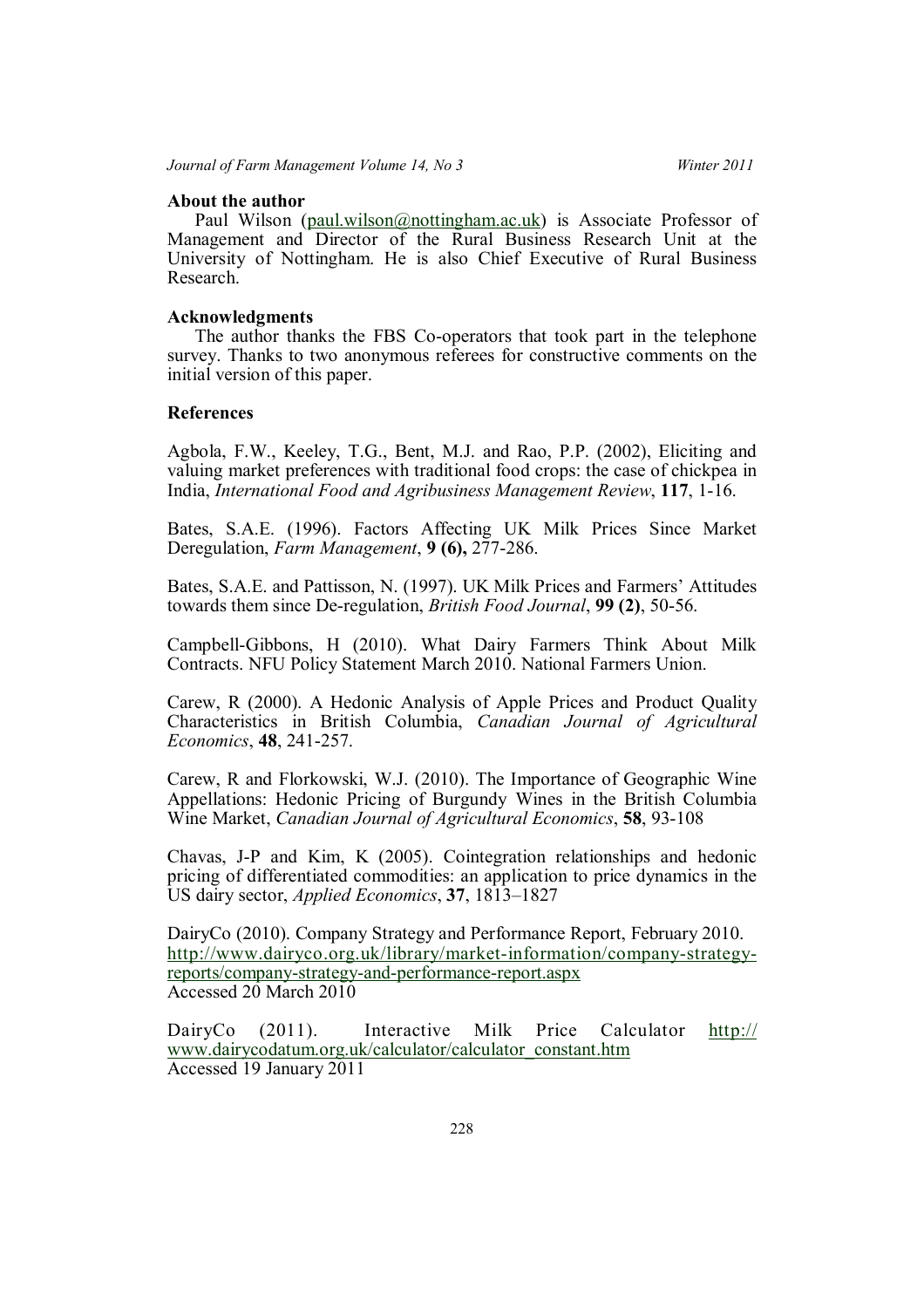### About the author

Paul Wilson (paul.wilson@nottingham.ac.uk) is Associate Professor of Management and Director of the Rural Business Research Unit at the University of Nottingham. He is also Chief Executive of Rural Business Research.

### Acknowledgments

The author thanks the FBS Co-operators that took part in the telephone survey. Thanks to two anonymous referees for constructive comments on the initial version of this paper.

### References

Agbola, F.W., Keeley, T.G., Bent, M.J. and Rao, P.P. (2002), Eliciting and valuing market preferences with traditional food crops: the case of chickpea in India, *International Food and Agribusiness Management Review*, **117**, 1-16.

Bates, S.A.E. (1996). Factors Affecting UK Milk Prices Since Market Deregulation, *Farm Management*, **9 (6),** 277-286.

Bates, S.A.E. and Pattisson, N. (1997). UK Milk Prices and Farmers' Attitudes towards them since De-regulation, *British Food Journal*, **99 (2)**, 50-56.

Campbell-Gibbons, H (2010). What Dairy Farmers Think About Milk Contracts. NFU Policy Statement March 2010. National Farmers Union.

Carew, R (2000). A Hedonic Analysis of Apple Prices and Product Quality Characteristics in British Columbia, *Canadian Journal of Agricultural Economics*, **48**, 241-257.

Carew, R and Florkowski, W.J. (2010). The Importance of Geographic Wine Appellations: Hedonic Pricing of Burgundy Wines in the British Columbia Wine Market, *Canadian Journal of Agricultural Economics*, **58**, 93-108

Chavas, J-P and Kim, K (2005). Cointegration relationships and hedonic pricing of differentiated commodities: an application to price dynamics in the US dairy sector, *Applied Economics*, **37**, 1813–1827

DairyCo (2010). Company Strategy and Performance Report, February 2010. http://www.dairyco.org.uk/library/market-information/company-strategy-reports/company-strategy-and-performance-report.aspx
Accessed 20 March 2010

DairyCo (2011). Interactive Milk Price Calculator http://www.dairycodatum.org.uk/calculator/calculator_constant.htm
Accessed 19 January 2011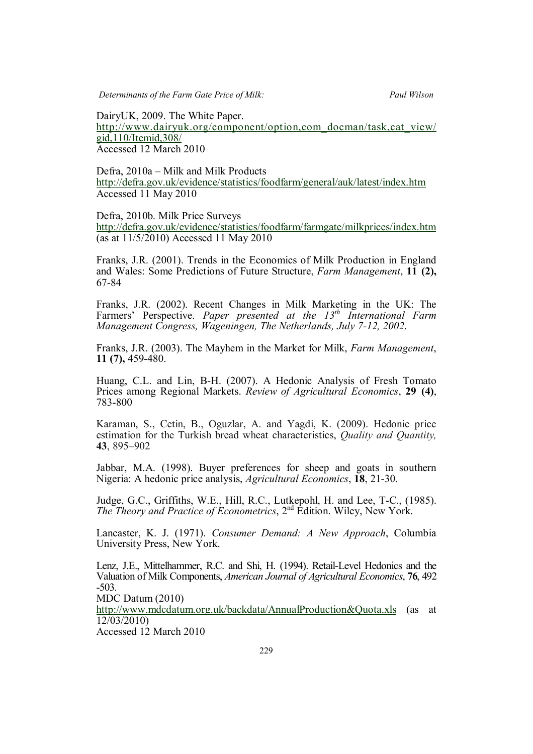DairyUK, 2009. The White Paper.
http://www.dairyuk.org/component/option,com_docman/task,cat_view/gid,110/Itemid,308/
Accessed 12 March 2010

Defra, 2010a – Milk and Milk Products
http://defra.gov.uk/evidence/statistics/foodfarm/general/auk/latest/index.htm
Accessed 11 May 2010

Defra, 2010b. Milk Price Surveys
http://defra.gov.uk/evidence/statistics/foodfarm/farmgate/milkprices/index.htm
(as at 11/5/2010) Accessed 11 May 2010

Franks, J.R. (2001). Trends in the Economics of Milk Production in England and Wales: Some Predictions of Future Structure, *Farm Management*, **11 (2),** 67-84

Franks, J.R. (2002). Recent Changes in Milk Marketing in the UK: The Farmers' Perspective. *Paper presented at the 13th International Farm Management Congress, Wageningen, The Netherlands, July 7-12, 2002*.

Franks, J.R. (2003). The Mayhem in the Market for Milk, *Farm Management*, **11 (7),** 459-480.

Huang, C.L. and Lin, B-H. (2007). A Hedonic Analysis of Fresh Tomato Prices among Regional Markets. *Review of Agricultural Economics*, **29 (4)**, 783-800

Karaman, S., Cetin, B., Oguzlar, A. and Yagdi, K. (2009). Hedonic price estimation for the Turkish bread wheat characteristics, *Quality and Quantity,* **43**, 895–902

Jabbar, M.A. (1998). Buyer preferences for sheep and goats in southern Nigeria: A hedonic price analysis, *Agricultural Economics*, **18**, 21-30.

Judge, G.C., Griffiths, W.E., Hill, R.C., Lutkepohl, H. and Lee, T-C., (1985). *The Theory and Practice of Econometrics*, 2nd Edition. Wiley, New York.

Lancaster, K. J. (1971). *Consumer Demand: A New Approach*, Columbia University Press, New York.

Lenz, J.E., Mittelhammer, R.C. and Shi, H. (1994). Retail-Level Hedonics and the Valuation of Milk Components, *American Journal of Agricultural Economics*, **76**, 492 -503.

MDC Datum (2010)
http://www.mdcdatum.org.uk/backdata/AnnualProduction&Quota.xls (as at 12/03/2010)
Accessed 12 March 2010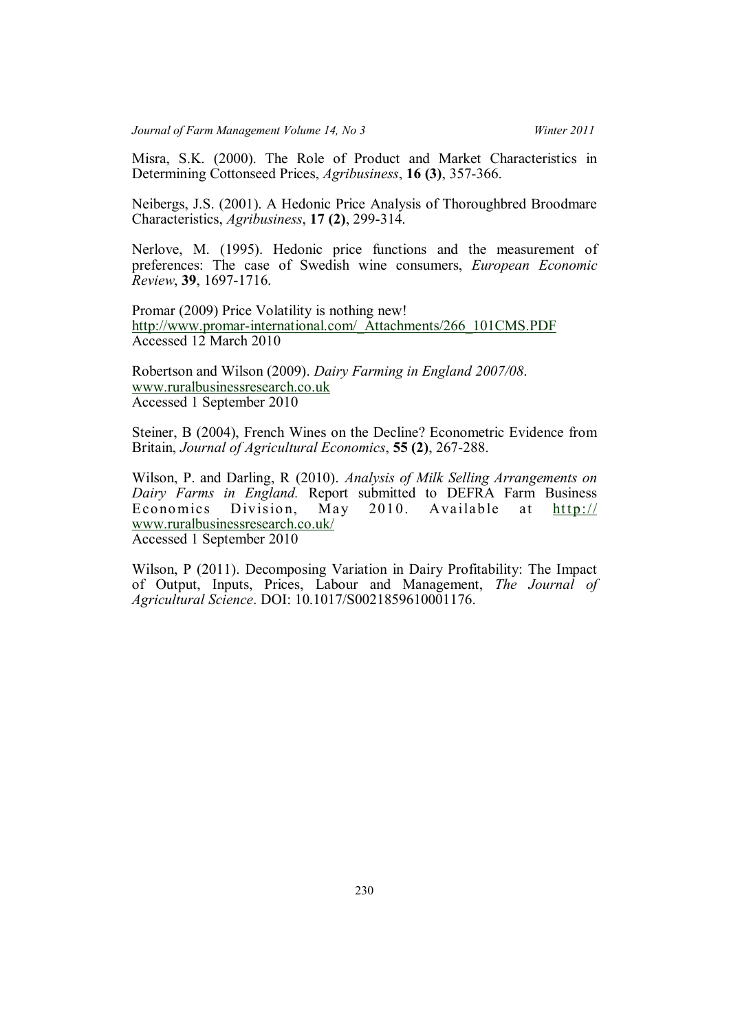Misra, S.K. (2000). The Role of Product and Market Characteristics in Determining Cottonseed Prices, *Agribusiness*, **16 (3)**, 357-366.

Neibergs, J.S. (2001). A Hedonic Price Analysis of Thoroughbred Broodmare Characteristics, *Agribusiness*, **17 (2)**, 299-314.

Nerlove, M. (1995). Hedonic price functions and the measurement of preferences: The case of Swedish wine consumers, *European Economic Review*, **39**, 1697-1716.

Promar (2009) Price Volatility is nothing new!
http://www.promar-international.com/_Attachments/266_101CMS.PDF
Accessed 12 March 2010

Robertson and Wilson (2009). *Dairy Farming in England 2007/08*.
www.ruralbusinessresearch.co.uk
Accessed 1 September 2010

Steiner, B (2004), French Wines on the Decline? Econometric Evidence from Britain, *Journal of Agricultural Economics*, **55 (2)**, 267-288.

Wilson, P. and Darling, R (2010). *Analysis of Milk Selling Arrangements on Dairy Farms in England.* Report submitted to DEFRA Farm Business Economics Division, May 2010. Available at http://www.ruralbusinessresearch.co.uk/
Accessed 1 September 2010

Wilson, P (2011). Decomposing Variation in Dairy Profitability: The Impact of Output, Inputs, Prices, Labour and Management, *The Journal of Agricultural Science*. DOI: 10.1017/S0021859610001176.